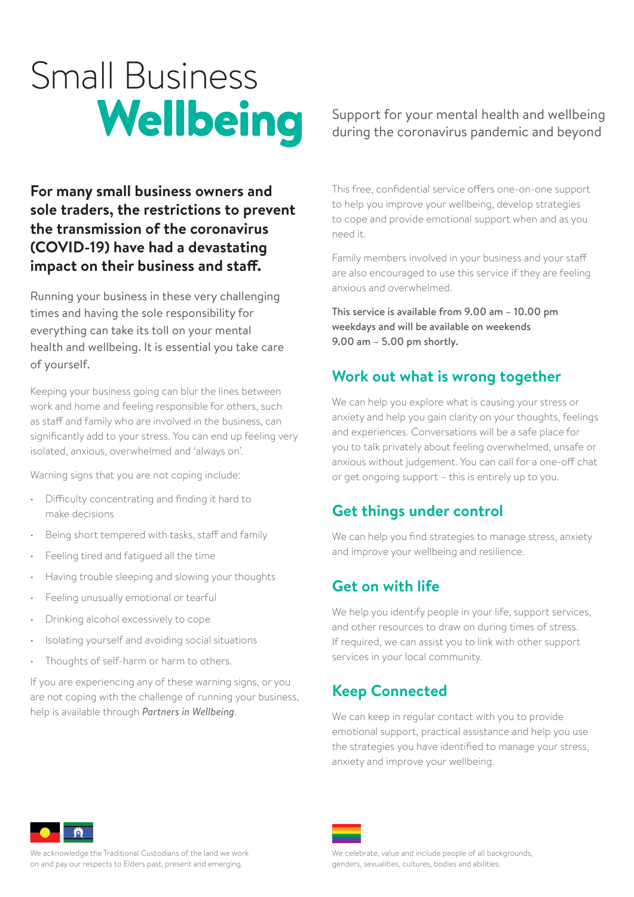# Small Business **Wellbeing**

Support for your mental health and wellbeing during the coronavirus pandemic and beyond

**For many small business owners and sole traders, the restrictions to prevent the transmission of the coronavirus (COVID-19) have had a devastating impact on their business and staff.**

Running your business in these very challenging times and having the sole responsibility for everything can take its toll on your mental health and wellbeing. It is essential you take care of yourself.

Keeping your business going can blur the lines between work and home and feeling responsible for others, such as staff and family who are involved in the business, can significantly add to your stress. You can end up feeling very isolated, anxious, overwhelmed and 'always on'.

Warning signs that you are not coping include:

- Difficulty concentrating and finding it hard to make decisions
- Being short tempered with tasks, staff and family
- Feeling tired and fatigued all the time
- Having trouble sleeping and slowing your thoughts
- Feeling unusually emotional or tearful
- Drinking alcohol excessively to cope
- Isolating yourself and avoiding social situations
- Thoughts of self-harm or harm to others.

If you are experiencing any of these warning signs, or you are not coping with the challenge of running your business, help is available through *Partners in Wellbeing*.

This free, confidential service offers one-on-one support to help you improve your wellbeing, develop strategies to cope and provide emotional support when and as you need it.

Family members involved in your business and your staff are also encouraged to use this service if they are feeling anxious and overwhelmed.

This service is available from 9.00 am – 10.00 pm weekdays and will be available on weekends 9.00 am – 5.00 pm shortly.

## Work out what is wrong together

We can help you explore what is causing your stress or anxiety and help you gain clarity on your thoughts, feelings and experiences. Conversations will be a safe place for you to talk privately about feeling overwhelmed, unsafe or anxious without judgement. You can call for a one-off chat or get ongoing support – this is entirely up to you.

## Get things under control

We can help you find strategies to manage stress, anxiety and improve your wellbeing and resilience.

## Get on with life

We help you identify people in your life, support services, and other resources to draw on during times of stress. If required, we can assist you to link with other support services in your local community.

## Keep Connected

We can keep in regular contact with you to provide emotional support, practical assistance and help you use the strategies you have identified to manage your stress, anxiety and improve your wellbeing.

We acknowledge the Traditional Custodians of the land we work on and pay our respects to Elders past, present and emerging.

We celebrate, value and include people of all backgrounds, genders, sexualities, cultures, bodies and abilities.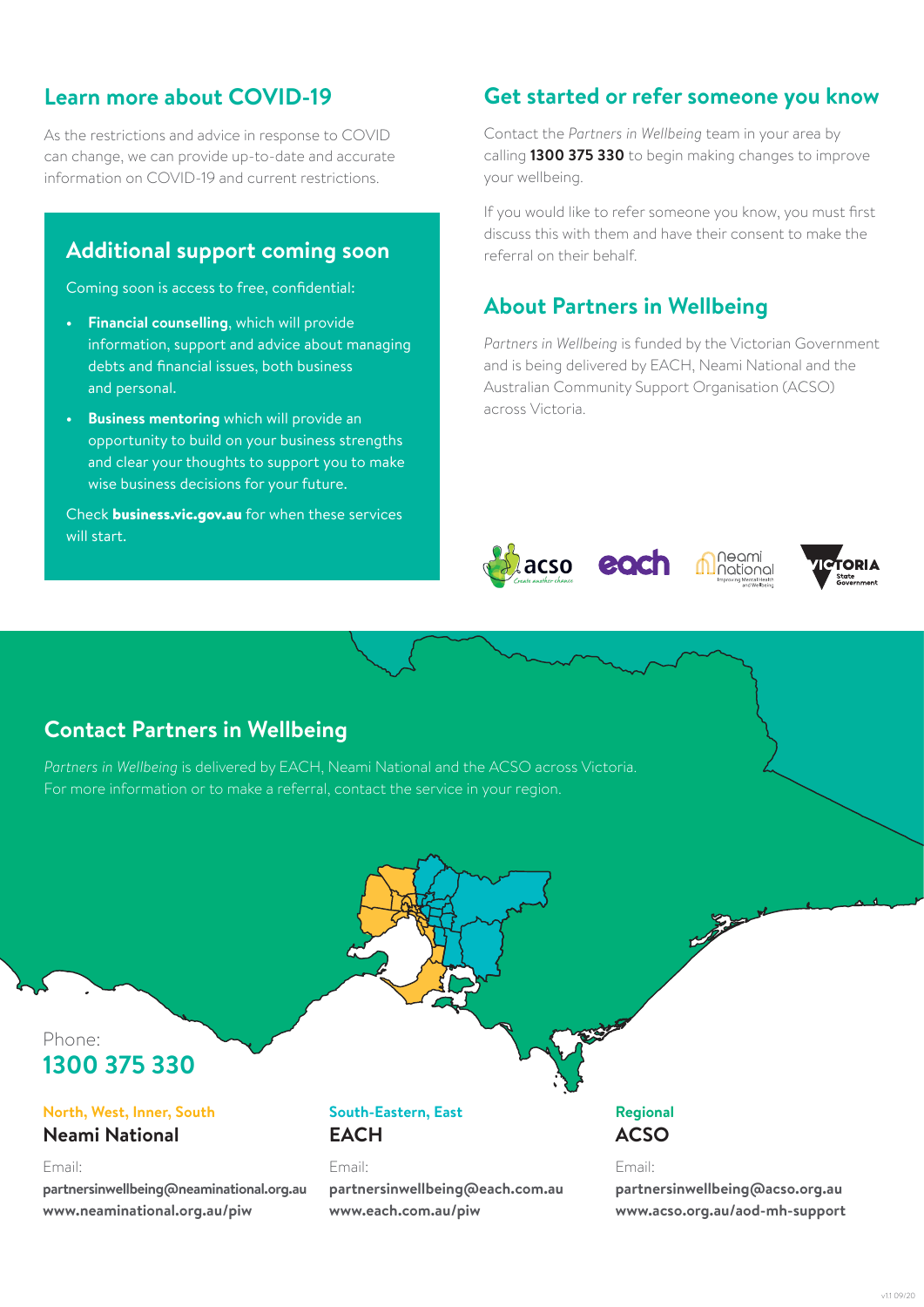## Learn more about COVID-19

As the restrictions and advice in response to COVID can change, we can provide up-to-date and accurate information on COVID-19 and current restrictions.

## Additional support coming soon

Coming soon is access to free, confidential:

- **Financial counselling**, which will provide information, support and advice about managing debts and financial issues, both business and personal.
- **Business mentoring** which will provide an opportunity to build on your business strengths and clear your thoughts to support you to make wise business decisions for your future.

Check **business.vic.gov.au** for when these services will start.

## Get started or refer someone you know

Contact the *Partners in Wellbeing* team in your area by calling **1300 375 330** to begin making changes to improve your wellbeing.

If you would like to refer someone you know, you must first discuss this with them and have their consent to make the referral on their behalf.

## About Partners in Wellbeing

*Partners in Wellbeing* is funded by the Victorian Government and is being delivered by EACH, Neami National and the Australian Community Support Organisation (ACSO) across Victoria.

## Contact Partners in Wellbeing

*Partners in Wellbeing* is delivered by EACH, Neami National and the ACSO across Victoria. For more information or to make a referral, contact the service in your region.

Phone:
**1300 375 330**

**North, West, Inner, South**
**Neami National**

Email:
**partnersinwellbeing@neaminational.org.au**
**www.neaminational.org.au/piw**

**South-Eastern, East**
**EACH**

Email:
**partnersinwellbeing@each.com.au**
**www.each.com.au/piw**

**Regional**
**ACSO**

Email:
**partnersinwellbeing@acso.org.au**
**www.acso.org.au/aod-mh-support**

v1.1 09/20